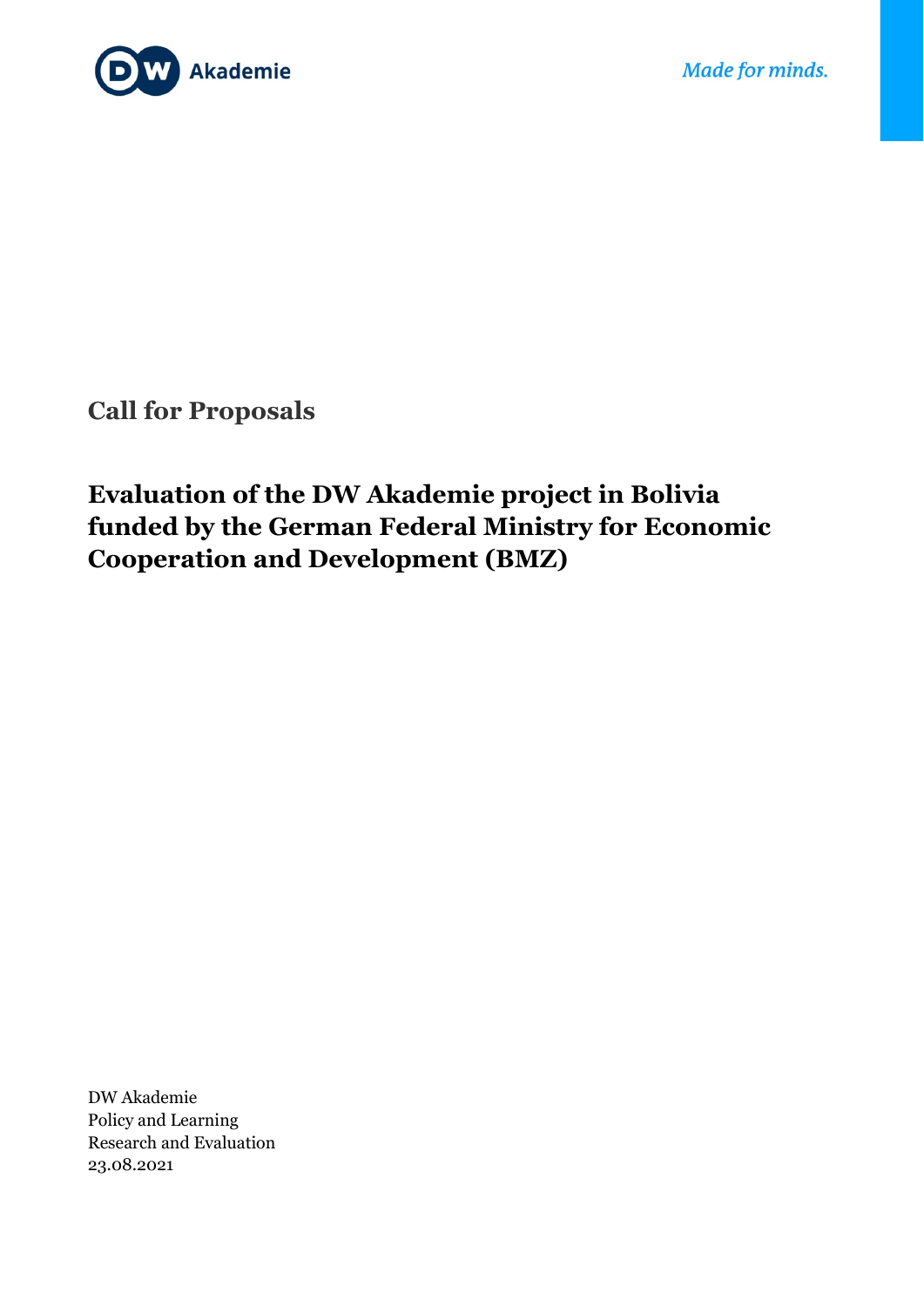DW Akademie

*Made for minds.*

## Call for Proposals

# Evaluation of the DW Akademie project in Bolivia funded by the German Federal Ministry for Economic Cooperation and Development (BMZ)

DW Akademie
Policy and Learning
Research and Evaluation
23.08.2021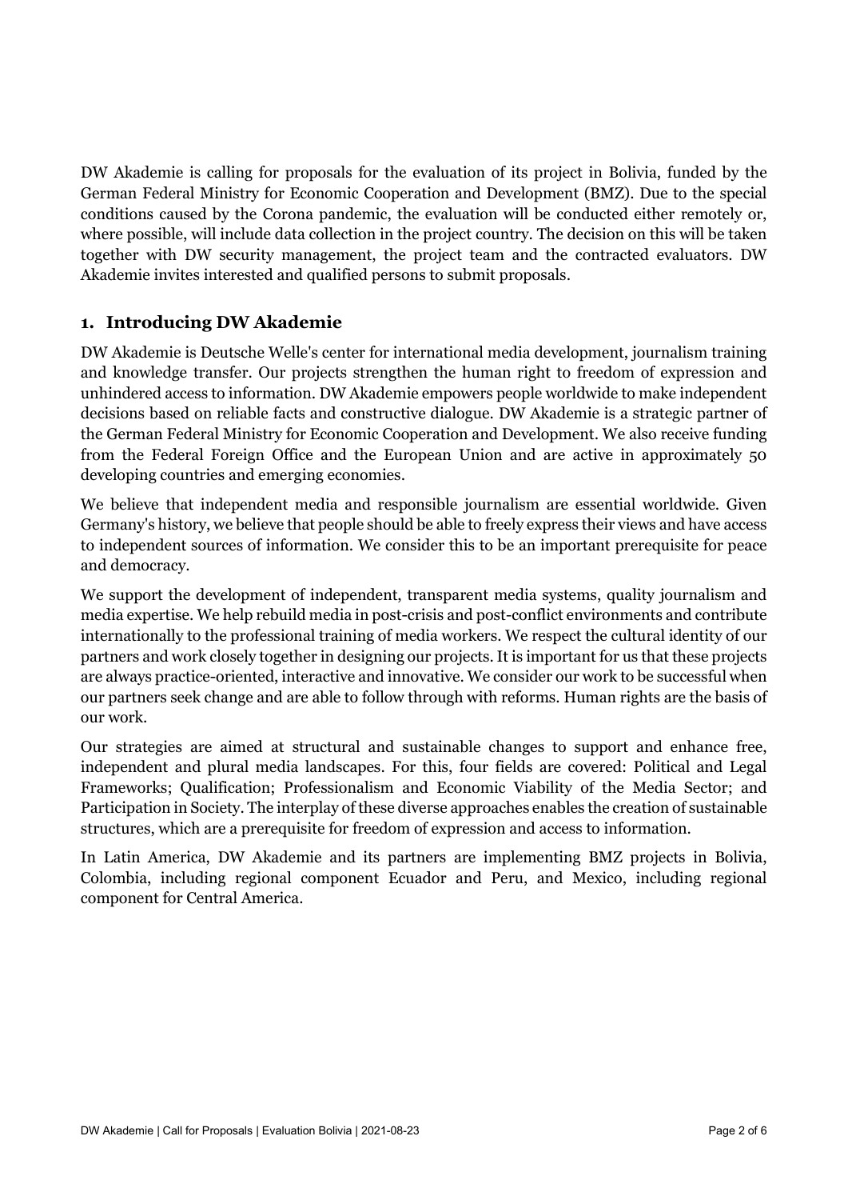DW Akademie is calling for proposals for the evaluation of its project in Bolivia, funded by the German Federal Ministry for Economic Cooperation and Development (BMZ). Due to the special conditions caused by the Corona pandemic, the evaluation will be conducted either remotely or, where possible, will include data collection in the project country. The decision on this will be taken together with DW security management, the project team and the contracted evaluators. DW Akademie invites interested and qualified persons to submit proposals.

## 1. Introducing DW Akademie

DW Akademie is Deutsche Welle's center for international media development, journalism training and knowledge transfer. Our projects strengthen the human right to freedom of expression and unhindered access to information. DW Akademie empowers people worldwide to make independent decisions based on reliable facts and constructive dialogue. DW Akademie is a strategic partner of the German Federal Ministry for Economic Cooperation and Development. We also receive funding from the Federal Foreign Office and the European Union and are active in approximately 50 developing countries and emerging economies.

We believe that independent media and responsible journalism are essential worldwide. Given Germany's history, we believe that people should be able to freely express their views and have access to independent sources of information. We consider this to be an important prerequisite for peace and democracy.

We support the development of independent, transparent media systems, quality journalism and media expertise. We help rebuild media in post-crisis and post-conflict environments and contribute internationally to the professional training of media workers. We respect the cultural identity of our partners and work closely together in designing our projects. It is important for us that these projects are always practice-oriented, interactive and innovative. We consider our work to be successful when our partners seek change and are able to follow through with reforms. Human rights are the basis of our work.

Our strategies are aimed at structural and sustainable changes to support and enhance free, independent and plural media landscapes. For this, four fields are covered: Political and Legal Frameworks; Qualification; Professionalism and Economic Viability of the Media Sector; and Participation in Society. The interplay of these diverse approaches enables the creation of sustainable structures, which are a prerequisite for freedom of expression and access to information.

In Latin America, DW Akademie and its partners are implementing BMZ projects in Bolivia, Colombia, including regional component Ecuador and Peru, and Mexico, including regional component for Central America.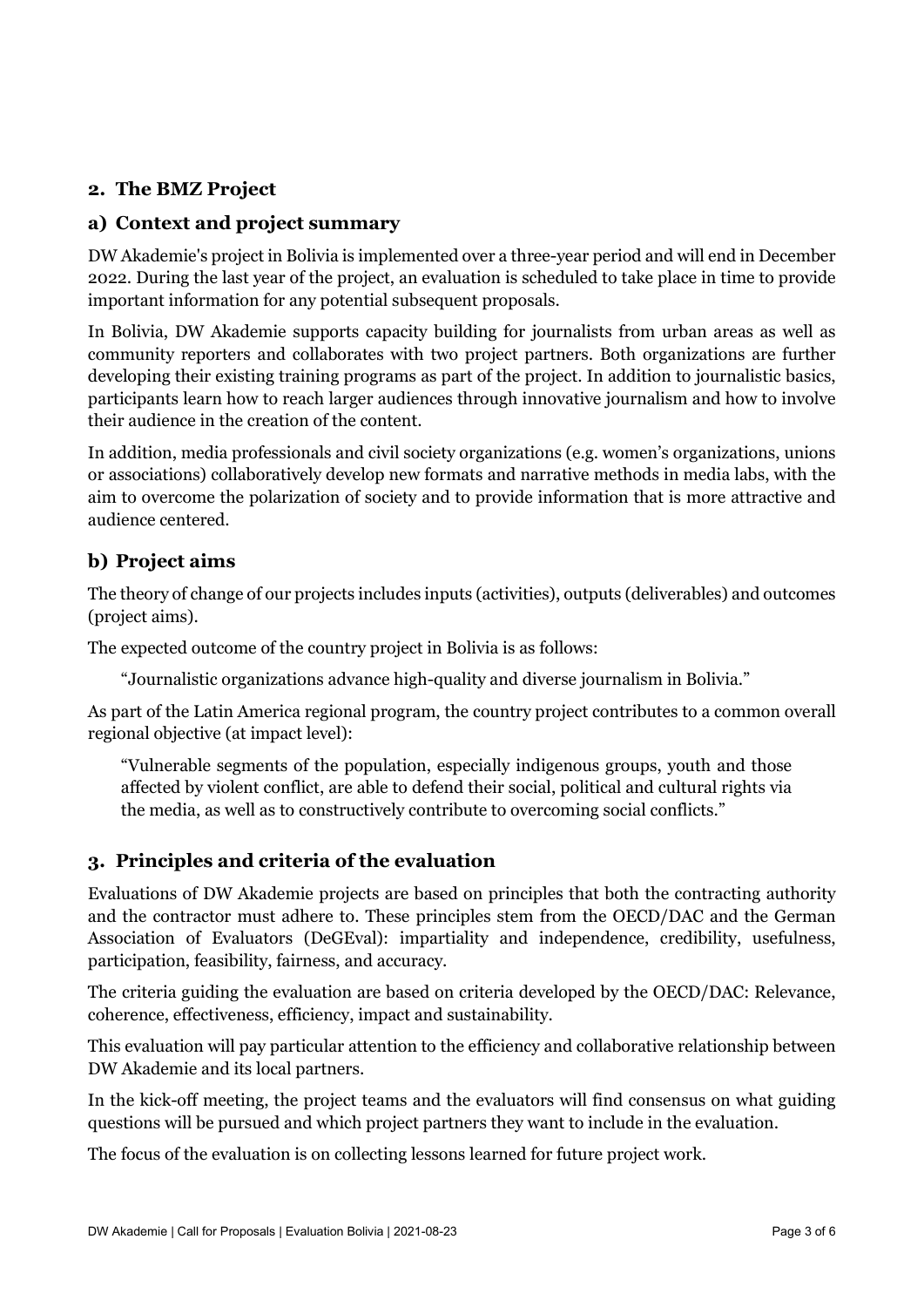## 2. The BMZ Project

### a) Context and project summary

DW Akademie's project in Bolivia is implemented over a three-year period and will end in December 2022. During the last year of the project, an evaluation is scheduled to take place in time to provide important information for any potential subsequent proposals.

In Bolivia, DW Akademie supports capacity building for journalists from urban areas as well as community reporters and collaborates with two project partners. Both organizations are further developing their existing training programs as part of the project. In addition to journalistic basics, participants learn how to reach larger audiences through innovative journalism and how to involve their audience in the creation of the content.

In addition, media professionals and civil society organizations (e.g. women's organizations, unions or associations) collaboratively develop new formats and narrative methods in media labs, with the aim to overcome the polarization of society and to provide information that is more attractive and audience centered.

### b) Project aims

The theory of change of our projects includes inputs (activities), outputs (deliverables) and outcomes (project aims).

The expected outcome of the country project in Bolivia is as follows:

> "Journalistic organizations advance high-quality and diverse journalism in Bolivia."

As part of the Latin America regional program, the country project contributes to a common overall regional objective (at impact level):

> "Vulnerable segments of the population, especially indigenous groups, youth and those affected by violent conflict, are able to defend their social, political and cultural rights via the media, as well as to constructively contribute to overcoming social conflicts."

## 3. Principles and criteria of the evaluation

Evaluations of DW Akademie projects are based on principles that both the contracting authority and the contractor must adhere to. These principles stem from the OECD/DAC and the German Association of Evaluators (DeGEval): impartiality and independence, credibility, usefulness, participation, feasibility, fairness, and accuracy.

The criteria guiding the evaluation are based on criteria developed by the OECD/DAC: Relevance, coherence, effectiveness, efficiency, impact and sustainability.

This evaluation will pay particular attention to the efficiency and collaborative relationship between DW Akademie and its local partners.

In the kick-off meeting, the project teams and the evaluators will find consensus on what guiding questions will be pursued and which project partners they want to include in the evaluation.

The focus of the evaluation is on collecting lessons learned for future project work.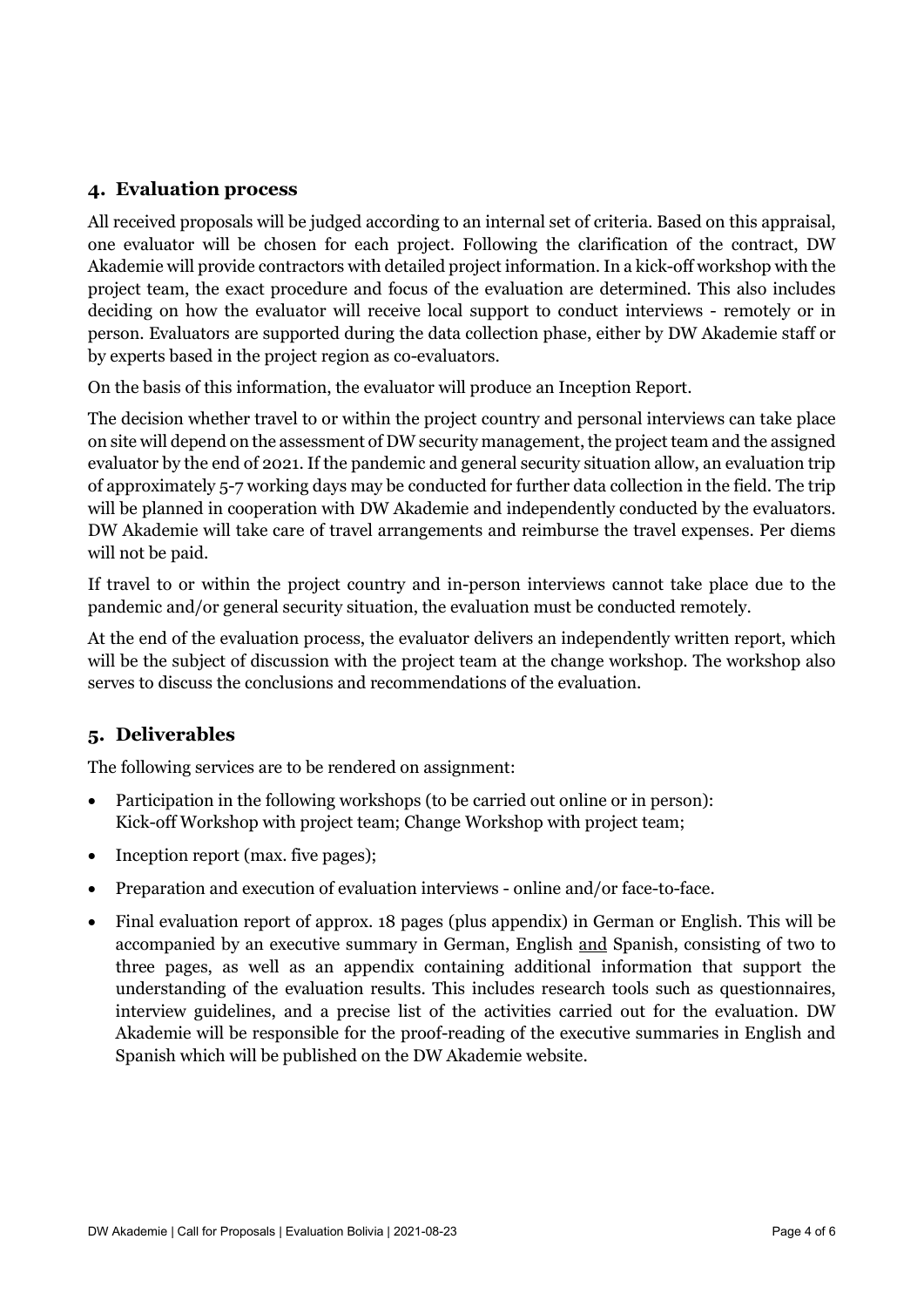## 4. Evaluation process

All received proposals will be judged according to an internal set of criteria. Based on this appraisal, one evaluator will be chosen for each project. Following the clarification of the contract, DW Akademie will provide contractors with detailed project information. In a kick-off workshop with the project team, the exact procedure and focus of the evaluation are determined. This also includes deciding on how the evaluator will receive local support to conduct interviews - remotely or in person. Evaluators are supported during the data collection phase, either by DW Akademie staff or by experts based in the project region as co-evaluators.

On the basis of this information, the evaluator will produce an Inception Report.

The decision whether travel to or within the project country and personal interviews can take place on site will depend on the assessment of DW security management, the project team and the assigned evaluator by the end of 2021. If the pandemic and general security situation allow, an evaluation trip of approximately 5-7 working days may be conducted for further data collection in the field. The trip will be planned in cooperation with DW Akademie and independently conducted by the evaluators. DW Akademie will take care of travel arrangements and reimburse the travel expenses. Per diems will not be paid.

If travel to or within the project country and in-person interviews cannot take place due to the pandemic and/or general security situation, the evaluation must be conducted remotely.

At the end of the evaluation process, the evaluator delivers an independently written report, which will be the subject of discussion with the project team at the change workshop. The workshop also serves to discuss the conclusions and recommendations of the evaluation.

## 5. Deliverables

The following services are to be rendered on assignment:

- Participation in the following workshops (to be carried out online or in person): Kick-off Workshop with project team; Change Workshop with project team;
- Inception report (max. five pages);
- Preparation and execution of evaluation interviews - online and/or face-to-face.
- Final evaluation report of approx. 18 pages (plus appendix) in German or English. This will be accompanied by an executive summary in German, English and Spanish, consisting of two to three pages, as well as an appendix containing additional information that support the understanding of the evaluation results. This includes research tools such as questionnaires, interview guidelines, and a precise list of the activities carried out for the evaluation. DW Akademie will be responsible for the proof-reading of the executive summaries in English and Spanish which will be published on the DW Akademie website.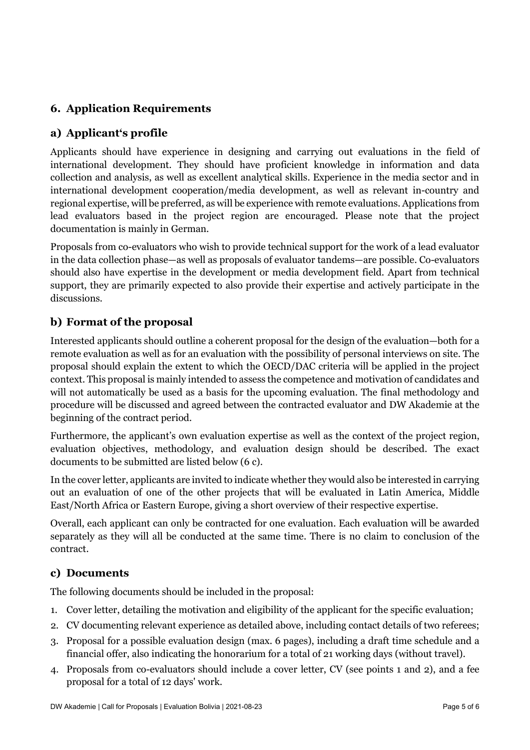## 6. Application Requirements

### a) Applicant's profile

Applicants should have experience in designing and carrying out evaluations in the field of international development. They should have proficient knowledge in information and data collection and analysis, as well as excellent analytical skills. Experience in the media sector and in international development cooperation/media development, as well as relevant in-country and regional expertise, will be preferred, as will be experience with remote evaluations. Applications from lead evaluators based in the project region are encouraged. Please note that the project documentation is mainly in German.

Proposals from co-evaluators who wish to provide technical support for the work of a lead evaluator in the data collection phase—as well as proposals of evaluator tandems—are possible. Co-evaluators should also have expertise in the development or media development field. Apart from technical support, they are primarily expected to also provide their expertise and actively participate in the discussions.

### b) Format of the proposal

Interested applicants should outline a coherent proposal for the design of the evaluation—both for a remote evaluation as well as for an evaluation with the possibility of personal interviews on site. The proposal should explain the extent to which the OECD/DAC criteria will be applied in the project context. This proposal is mainly intended to assess the competence and motivation of candidates and will not automatically be used as a basis for the upcoming evaluation. The final methodology and procedure will be discussed and agreed between the contracted evaluator and DW Akademie at the beginning of the contract period.

Furthermore, the applicant's own evaluation expertise as well as the context of the project region, evaluation objectives, methodology, and evaluation design should be described. The exact documents to be submitted are listed below (6 c).

In the cover letter, applicants are invited to indicate whether they would also be interested in carrying out an evaluation of one of the other projects that will be evaluated in Latin America, Middle East/North Africa or Eastern Europe, giving a short overview of their respective expertise.

Overall, each applicant can only be contracted for one evaluation. Each evaluation will be awarded separately as they will all be conducted at the same time. There is no claim to conclusion of the contract.

### c) Documents

The following documents should be included in the proposal:

1. Cover letter, detailing the motivation and eligibility of the applicant for the specific evaluation;
2. CV documenting relevant experience as detailed above, including contact details of two referees;
3. Proposal for a possible evaluation design (max. 6 pages), including a draft time schedule and a financial offer, also indicating the honorarium for a total of 21 working days (without travel).
4. Proposals from co-evaluators should include a cover letter, CV (see points 1 and 2), and a fee proposal for a total of 12 days' work.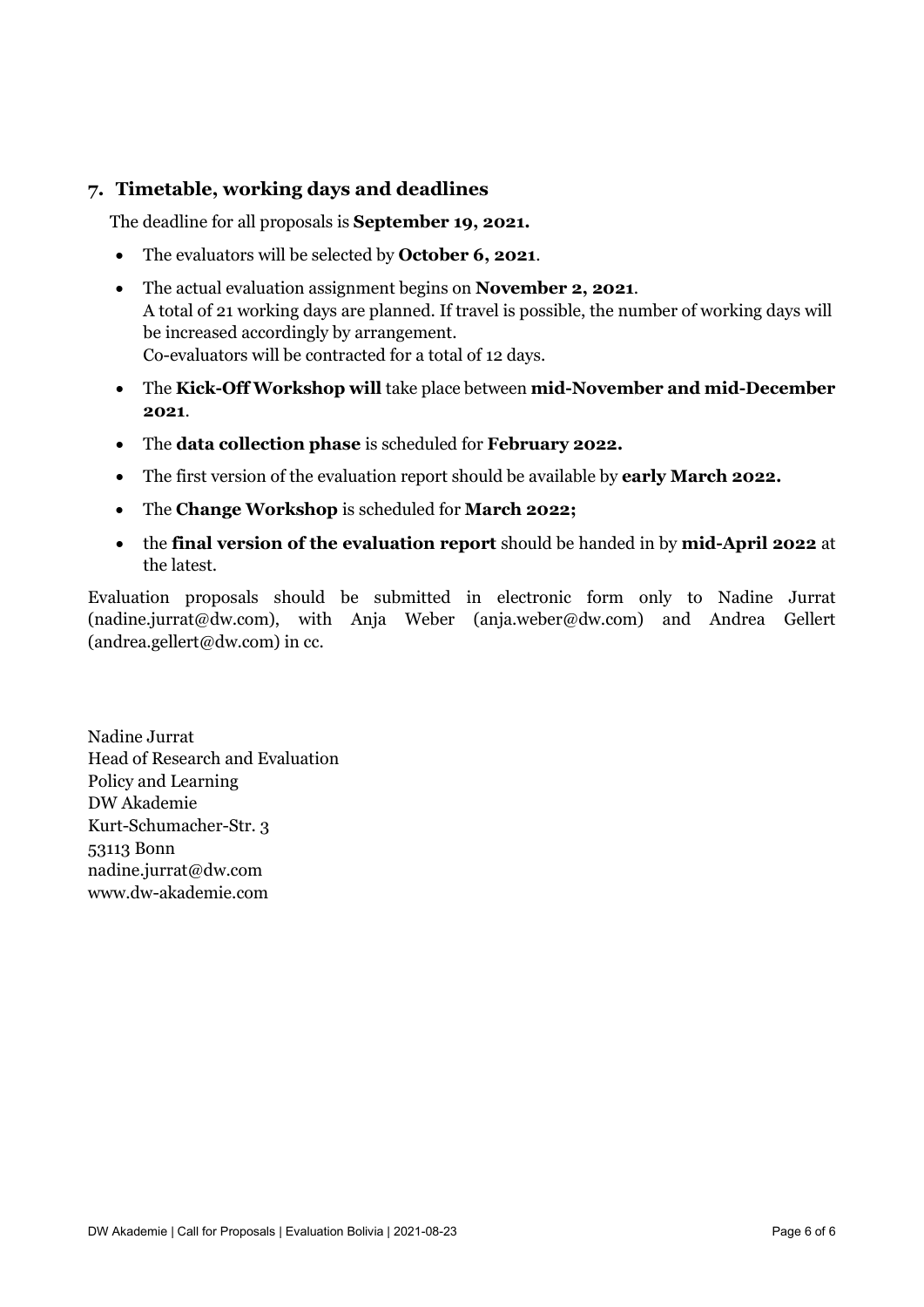## 7. Timetable, working days and deadlines

The deadline for all proposals is **September 19, 2021.**

- The evaluators will be selected by **October 6, 2021**.
- The actual evaluation assignment begins on **November 2, 2021**.
  A total of 21 working days are planned. If travel is possible, the number of working days will be increased accordingly by arrangement.
  Co-evaluators will be contracted for a total of 12 days.
- The **Kick-Off Workshop will** take place between **mid-November and mid-December 2021**.
- The **data collection phase** is scheduled for **February 2022.**
- The first version of the evaluation report should be available by **early March 2022.**
- The **Change Workshop** is scheduled for **March 2022;**
- the **final version of the evaluation report** should be handed in by **mid-April 2022** at the latest.

Evaluation proposals should be submitted in electronic form only to Nadine Jurrat (nadine.jurrat@dw.com), with Anja Weber (anja.weber@dw.com) and Andrea Gellert (andrea.gellert@dw.com) in cc.

Nadine Jurrat
Head of Research and Evaluation
Policy and Learning
DW Akademie
Kurt-Schumacher-Str. 3
53113 Bonn
nadine.jurrat@dw.com
www.dw-akademie.com